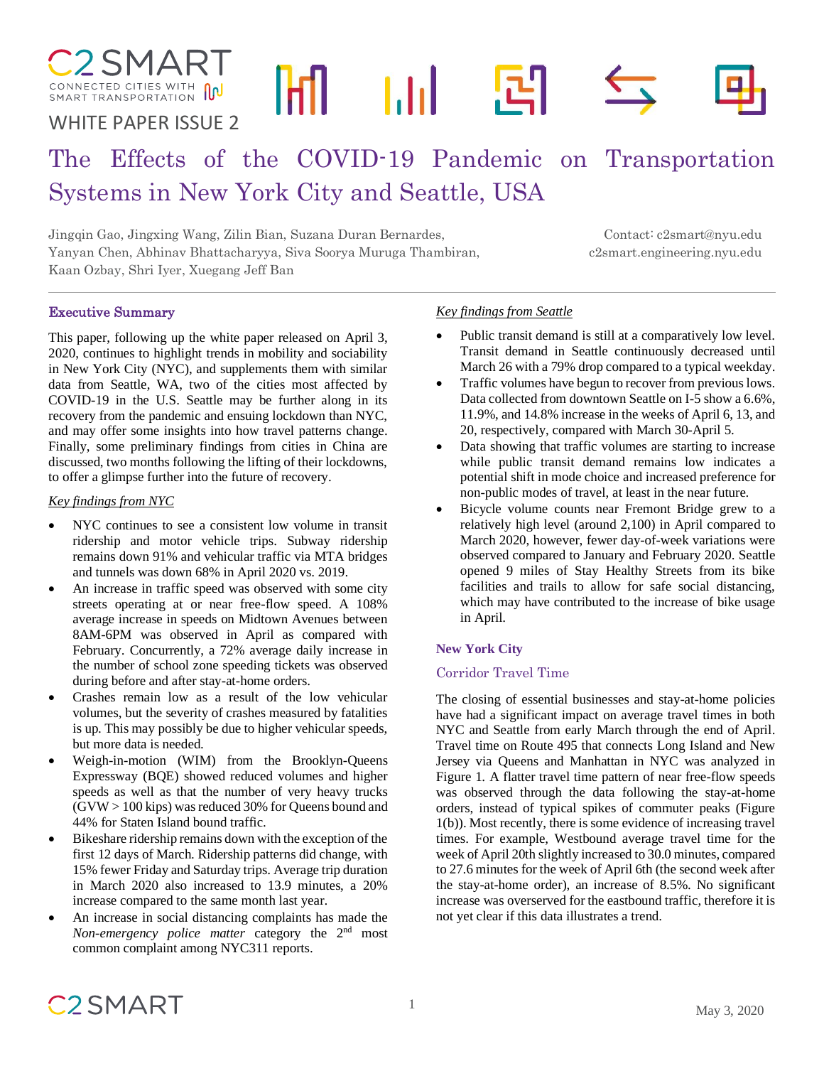C2SMART

CONNECTED CITIES WITH SMART TRANSPORTATION

WHITE PAPER ISSUE 2

# The Effects of the COVID-19 Pandemic on Transportation Systems in New York City and Seattle, USA

Jingqin Gao, Jingxing Wang, Zilin Bian, Suzana Duran Bernardes, Yanyan Chen, Abhinav Bhattacharyya, Siva Soorya Muruga Thambiran, Kaan Ozbay, Shri Iyer, Xuegang Jeff Ban

Contact: c2smart@nyu.edu
c2smart.engineering.nyu.edu

## Executive Summary

This paper, following up the white paper released on April 3, 2020, continues to highlight trends in mobility and sociability in New York City (NYC), and supplements them with similar data from Seattle, WA, two of the cities most affected by COVID-19 in the U.S. Seattle may be further along in its recovery from the pandemic and ensuing lockdown than NYC, and may offer some insights into how travel patterns change. Finally, some preliminary findings from cities in China are discussed, two months following the lifting of their lockdowns, to offer a glimpse further into the future of recovery.

*Key findings from NYC*

- NYC continues to see a consistent low volume in transit ridership and motor vehicle trips. Subway ridership remains down 91% and vehicular traffic via MTA bridges and tunnels was down 68% in April 2020 vs. 2019.
- An increase in traffic speed was observed with some city streets operating at or near free-flow speed. A 108% average increase in speeds on Midtown Avenues between 8AM-6PM was observed in April as compared with February. Concurrently, a 72% average daily increase in the number of school zone speeding tickets was observed during before and after stay-at-home orders.
- Crashes remain low as a result of the low vehicular volumes, but the severity of crashes measured by fatalities is up. This may possibly be due to higher vehicular speeds, but more data is needed.
- Weigh-in-motion (WIM) from the Brooklyn-Queens Expressway (BQE) showed reduced volumes and higher speeds as well as that the number of very heavy trucks (GVW > 100 kips) was reduced 30% for Queens bound and 44% for Staten Island bound traffic.
- Bikeshare ridership remains down with the exception of the first 12 days of March. Ridership patterns did change, with 15% fewer Friday and Saturday trips. Average trip duration in March 2020 also increased to 13.9 minutes, a 20% increase compared to the same month last year.
- An increase in social distancing complaints has made the *Non-emergency police matter* category the 2nd most common complaint among NYC311 reports.

*Key findings from Seattle*

- Public transit demand is still at a comparatively low level. Transit demand in Seattle continuously decreased until March 26 with a 79% drop compared to a typical weekday.
- Traffic volumes have begun to recover from previous lows. Data collected from downtown Seattle on I-5 show a 6.6%, 11.9%, and 14.8% increase in the weeks of April 6, 13, and 20, respectively, compared with March 30-April 5.
- Data showing that traffic volumes are starting to increase while public transit demand remains low indicates a potential shift in mode choice and increased preference for non-public modes of travel, at least in the near future.
- Bicycle volume counts near Fremont Bridge grew to a relatively high level (around 2,100) in April compared to March 2020, however, fewer day-of-week variations were observed compared to January and February 2020. Seattle opened 9 miles of Stay Healthy Streets from its bike facilities and trails to allow for safe social distancing, which may have contributed to the increase of bike usage in April.

## New York City

### Corridor Travel Time

The closing of essential businesses and stay-at-home policies have had a significant impact on average travel times in both NYC and Seattle from early March through the end of April. Travel time on Route 495 that connects Long Island and New Jersey via Queens and Manhattan in NYC was analyzed in Figure 1. A flatter travel time pattern of near free-flow speeds was observed through the data following the stay-at-home orders, instead of typical spikes of commuter peaks (Figure 1(b)). Most recently, there is some evidence of increasing travel times. For example, Westbound average travel time for the week of April 20th slightly increased to 30.0 minutes, compared to 27.6 minutes for the week of April 6th (the second week after the stay-at-home order), an increase of 8.5%. No significant increase was overserved for the eastbound traffic, therefore it is not yet clear if this data illustrates a trend.

May 3, 2020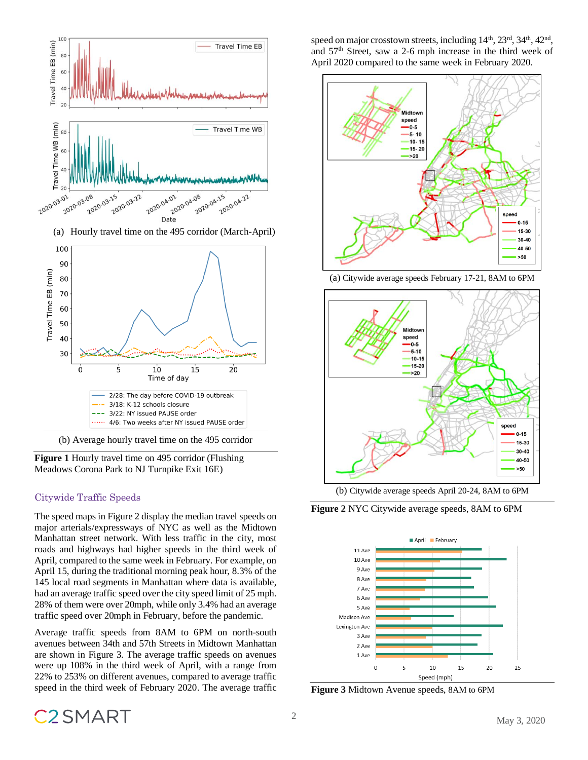Travel Time EB (min)

100
80
60
40
20

Travel Time EB

Travel Time WB (min)

80
60
40
20

Travel Time WB

2020-03-01
2020-03-08
2020-03-15
2020-03-22
2020-04-01
2020-04-08
2020-04-15
2020-04-22

Date

(a) Hourly travel time on the 495 corridor (March-April)

Travel Time EB (min)

100
90
80
70
60
50
40
30

0
5
10
15
20

Time of day

2/28: The day before COVID-19 outbreak
3/18: K-12 schools closure
3/22: NY issued PAUSE order
4/6: Two weeks after NY issued PAUSE order

(b) Average hourly travel time on the 495 corridor

**Figure 1** Hourly travel time on 495 corridor (Flushing Meadows Corona Park to NJ Turnpike Exit 16E)

### Citywide Traffic Speeds

The speed maps in Figure 2 display the median travel speeds on major arterials/expressways of NYC as well as the Midtown Manhattan street network. With less traffic in the city, most roads and highways had higher speeds in the third week of April, compared to the same week in February. For example, on April 15, during the traditional morning peak hour, 8.3% of the 145 local road segments in Manhattan where data is available, had an average traffic speed over the city speed limit of 25 mph. 28% of them were over 20mph, while only 3.4% had an average traffic speed over 20mph in February, before the pandemic.

Average traffic speeds from 8AM to 6PM on north-south avenues between 34th and 57th Streets in Midtown Manhattan are shown in Figure 3. The average traffic speeds on avenues were up 108% in the third week of April, with a range from 22% to 253% on different avenues, compared to average traffic speed in the third week of February 2020. The average traffic speed on major crosstown streets, including 14th, 23rd, 34th, 42nd, and 57th Street, saw a 2-6 mph increase in the third week of April 2020 compared to the same week in February 2020.

Midtown speed
0-5
5-10
10-15
15-20
>20

speed
0-15
15-30
30-40
40-50
>50

(a) Citywide average speeds February 17-21, 8AM to 6PM

Midtown speed
0-5
5-10
10-15
15-20
>20

speed
0-15
15-30
30-40
40-50
>50

(b) Citywide average speeds April 20-24, 8AM to 6PM

**Figure 2** NYC Citywide average speeds, 8AM to 6PM

April
February

11 Ave
10 Ave
9 Ave
8 Ave
7 Ave
6 Ave
5 Ave
Madison Ave
Lexington Ave
3 Ave
2 Ave
1 Ave

0
5
10
15
20
25

Speed (mph)

**Figure 3** Midtown Avenue speeds, 8AM to 6PM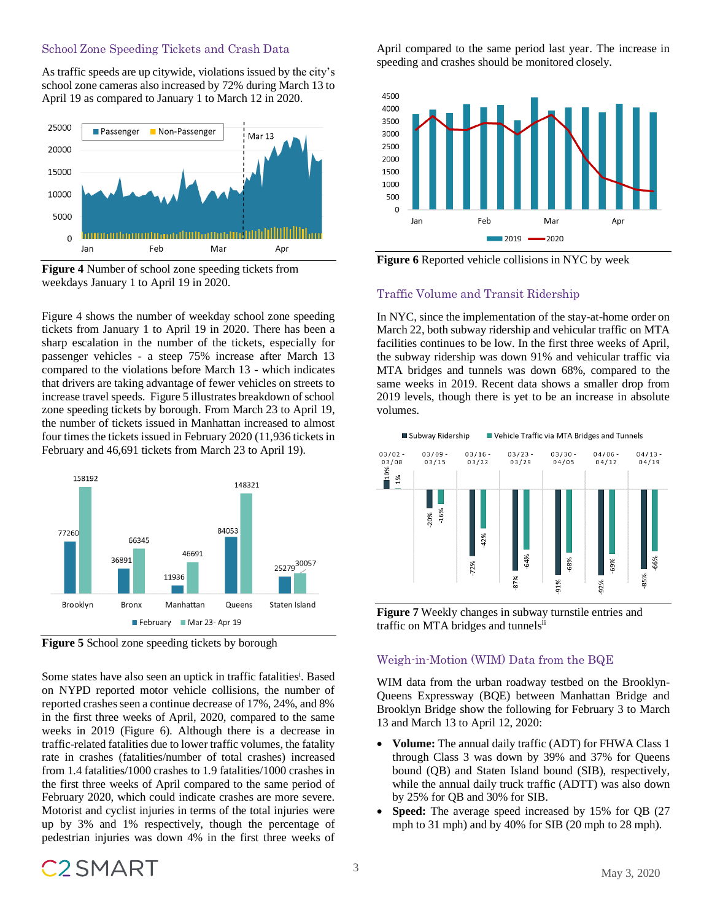## School Zone Speeding Tickets and Crash Data

As traffic speeds are up citywide, violations issued by the city's school zone cameras also increased by 72% during March 13 to April 19 as compared to January 1 to March 12 in 2020.

Passenger
Non-Passenger
Mar 13
25000
20000
15000
10000
5000
0
Jan
Feb
Mar
Apr

**Figure 4** Number of school zone speeding tickets from weekdays January 1 to April 19 in 2020.

Figure 4 shows the number of weekday school zone speeding tickets from January 1 to April 19 in 2020. There has been a sharp escalation in the number of the tickets, especially for passenger vehicles - a steep 75% increase after March 13 compared to the violations before March 13 - which indicates that drivers are taking advantage of fewer vehicles on streets to increase travel speeds. Figure 5 illustrates breakdown of school zone speeding tickets by borough. From March 23 to April 19, the number of tickets issued in Manhattan increased to almost four times the tickets issued in February 2020 (11,936 tickets in February and 46,691 tickets from March 23 to April 19).

158192
77260
66345
36891
46691
11936
148321
84053
25279
30057
Brooklyn
Bronx
Manhattan
Queens
Staten Island
February
Mar 23- Apr 19

**Figure 5** School zone speeding tickets by borough

Some states have also seen an uptick in traffic fatalities[i]. Based on NYPD reported motor vehicle collisions, the number of reported crashes seen a continue decrease of 17%, 24%, and 8% in the first three weeks of April, 2020, compared to the same weeks in 2019 (Figure 6). Although there is a decrease in traffic-related fatalities due to lower traffic volumes, the fatality rate in crashes (fatalities/number of total crashes) increased from 1.4 fatalities/1000 crashes to 1.9 fatalities/1000 crashes in the first three weeks of April compared to the same period of February 2020, which could indicate crashes are more severe. Motorist and cyclist injuries in terms of the total injuries were up by 3% and 1% respectively, though the percentage of pedestrian injuries was down 4% in the first three weeks of April compared to the same period last year. The increase in speeding and crashes should be monitored closely.

4500
4000
3500
3000
2500
2000
1500
1000
500
0
Jan
Feb
Mar
Apr
2019
2020

**Figure 6** Reported vehicle collisions in NYC by week

## Traffic Volume and Transit Ridership

In NYC, since the implementation of the stay-at-home order on March 22, both subway ridership and vehicular traffic on MTA facilities continues to be low. In the first three weeks of April, the subway ridership was down 91% and vehicular traffic via MTA bridges and tunnels was down 68%, compared to the same weeks in 2019. Recent data shows a smaller drop from 2019 levels, though there is yet to be an increase in absolute volumes.

Subway Ridership
Vehicle Traffic via MTA Bridges and Tunnels
03/02 - 03/08
03/09 - 03/15
03/16 - 03/22
03/23 - 03/29
03/30 - 04/05
04/06 - 04/12
04/13 - 04/19
10%
1%
-20%
-16%
-72%
-42%
-87%
-64%
-91%
-68%
-92%
-69%
-85%
-66%

**Figure 7** Weekly changes in subway turnstile entries and traffic on MTA bridges and tunnels[ii]

## Weigh-in-Motion (WIM) Data from the BQE

WIM data from the urban roadway testbed on the Brooklyn-Queens Expressway (BQE) between Manhattan Bridge and Brooklyn Bridge show the following for February 3 to March 13 and March 13 to April 12, 2020:

- **Volume:** The annual daily traffic (ADT) for FHWA Class 1 through Class 3 was down by 39% and 37% for Queens bound (QB) and Staten Island bound (SIB), respectively, while the annual daily truck traffic (ADTT) was also down by 25% for QB and 30% for SIB.
- **Speed:** The average speed increased by 15% for QB (27 mph to 31 mph) and by 40% for SIB (20 mph to 28 mph).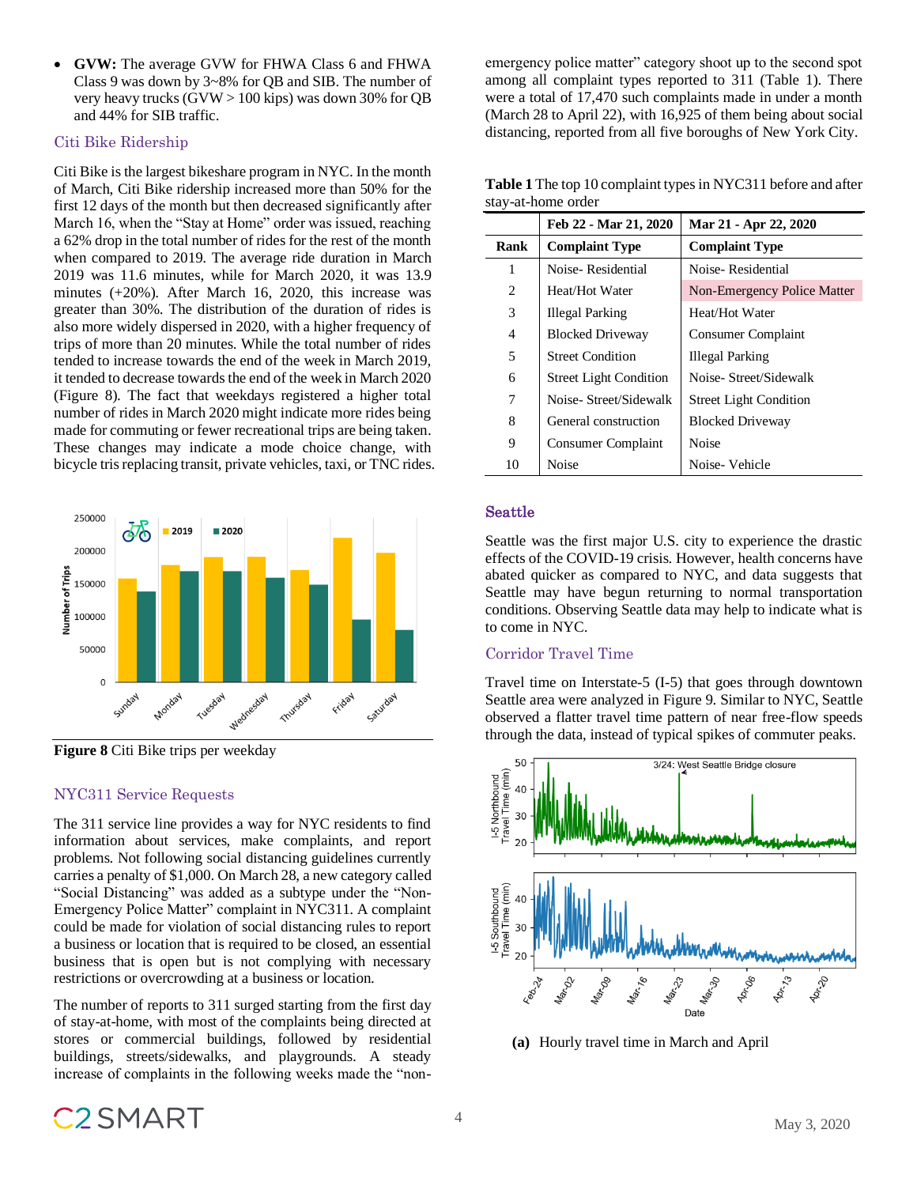- **GVW:** The average GVW for FHWA Class 6 and FHWA Class 9 was down by 3~8% for QB and SIB. The number of very heavy trucks (GVW > 100 kips) was down 30% for QB and 44% for SIB traffic.

### Citi Bike Ridership

Citi Bike is the largest bikeshare program in NYC. In the month of March, Citi Bike ridership increased more than 50% for the first 12 days of the month but then decreased significantly after March 16, when the "Stay at Home" order was issued, reaching a 62% drop in the total number of rides for the rest of the month when compared to 2019. The average ride duration in March 2019 was 11.6 minutes, while for March 2020, it was 13.9 minutes (+20%). After March 16, 2020, this increase was greater than 30%. The distribution of the duration of rides is also more widely dispersed in 2020, with a higher frequency of trips of more than 20 minutes. While the total number of rides tended to increase towards the end of the week in March 2019, it tended to decrease towards the end of the week in March 2020 (Figure 8). The fact that weekdays registered a higher total number of rides in March 2020 might indicate more rides being made for commuting or fewer recreational trips are being taken. These changes may indicate a mode choice change, with bicycle tris replacing transit, private vehicles, taxi, or TNC rides.

2019
2020
Number of Trips
250000
200000
150000
100000
50000
0
Sunday
Monday
Tuesday
Wednesday
Thursday
Friday
Saturday

**Figure 8** Citi Bike trips per weekday

### NYC311 Service Requests

The 311 service line provides a way for NYC residents to find information about services, make complaints, and report problems. Not following social distancing guidelines currently carries a penalty of $1,000. On March 28, a new category called "Social Distancing" was added as a subtype under the "Non-Emergency Police Matter" complaint in NYC311. A complaint could be made for violation of social distancing rules to report a business or location that is required to be closed, an essential business that is open but is not complying with necessary restrictions or overcrowding at a business or location.

The number of reports to 311 surged starting from the first day of stay-at-home, with most of the complaints being directed at stores or commercial buildings, followed by residential buildings, streets/sidewalks, and playgrounds. A steady increase of complaints in the following weeks made the "non-emergency police matter" category shoot up to the second spot among all complaint types reported to 311 (Table 1). There were a total of 17,470 such complaints made in under a month (March 28 to April 22), with 16,925 of them being about social distancing, reported from all five boroughs of New York City.

**Table 1** The top 10 complaint types in NYC311 before and after stay-at-home order

| | Feb 22 - Mar 21, 2020 | Mar 21 - Apr 22, 2020 |
|---|---|---|
| **Rank** | **Complaint Type** | **Complaint Type** |
| 1 | Noise- Residential | Noise- Residential |
| 2 | Heat/Hot Water | Non-Emergency Police Matter |
| 3 | Illegal Parking | Heat/Hot Water |
| 4 | Blocked Driveway | Consumer Complaint |
| 5 | Street Condition | Illegal Parking |
| 6 | Street Light Condition | Noise- Street/Sidewalk |
| 7 | Noise- Street/Sidewalk | Street Light Condition |
| 8 | General construction | Blocked Driveway |
| 9 | Consumer Complaint | Noise |
| 10 | Noise | Noise- Vehicle |

## Seattle

Seattle was the first major U.S. city to experience the drastic effects of the COVID-19 crisis. However, health concerns have abated quicker as compared to NYC, and data suggests that Seattle may have begun returning to normal transportation conditions. Observing Seattle data may help to indicate what is to come in NYC.

### Corridor Travel Time

Travel time on Interstate-5 (I-5) that goes through downtown Seattle area were analyzed in Figure 9. Similar to NYC, Seattle observed a flatter travel time pattern of near free-flow speeds through the data, instead of typical spikes of commuter peaks.

3/24: West Seattle Bridge closure
I-5 Northbound Travel Time (min)
50
40
30
20
I-5 Southbound Travel Time (min)
40
30
20
Feb-24
Mar-02
Mar-09
Mar-16
Mar-23
Mar-30
Apr-06
Apr-13
Apr-20
Date

**(a)** Hourly travel time in March and April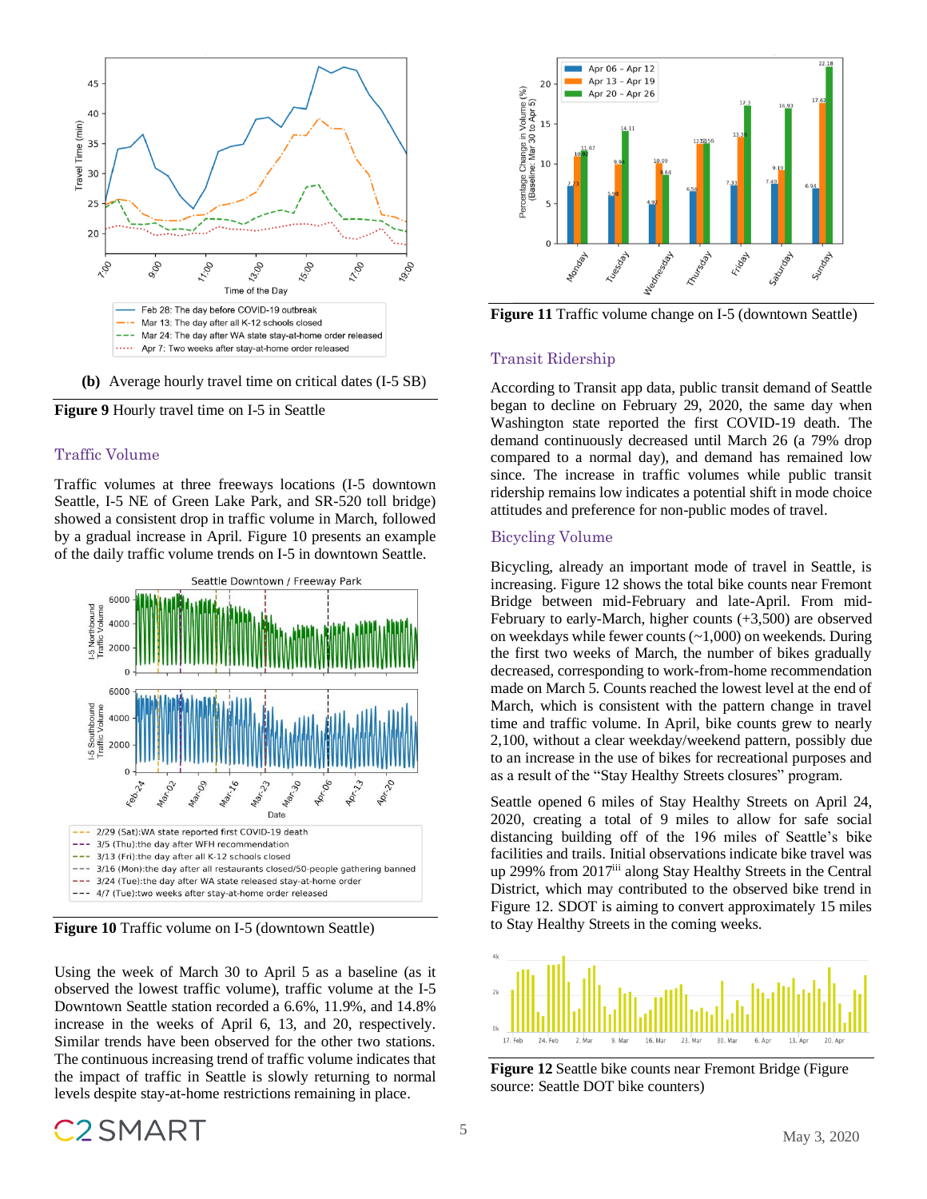Travel Time (min)

45
40
35
30
25
20

7:00
9:00
11:00
13:00
15:00
17:00
19:00

Time of the Day

Feb 28: The day before COVID-19 outbreak
Mar 13: The day after all K-12 schools closed
Mar 24: The day after WA state stay-at-home order released
Apr 7: Two weeks after stay-at-home order released

**(b)** Average hourly travel time on critical dates (I-5 SB)

**Figure 9** Hourly travel time on I-5 in Seattle

## Traffic Volume

Traffic volumes at three freeways locations (I-5 downtown Seattle, I-5 NE of Green Lake Park, and SR-520 toll bridge) showed a consistent drop in traffic volume in March, followed by a gradual increase in April. Figure 10 presents an example of the daily traffic volume trends on I-5 in downtown Seattle.

Seattle Downtown / Freeway Park

I-5 Northbound Traffic Volume

I-5 Southbound Traffic Volume

6000
4000
2000
0

Feb-24
Mar-02
Mar-09
Mar-16
Mar-23
Mar-30
Apr-06
Apr-13
Apr-20

Date

2/29 (Sat):WA state reported first COVID-19 death
3/5 (Thu):the day after WFH recommendation
3/13 (Fri):the day after all K-12 schools closed
3/16 (Mon):the day after all restaurants closed/50-people gathering banned
3/24 (Tue):the day after WA state released stay-at-home order
4/7 (Tue):two weeks after stay-at-home order released

**Figure 10** Traffic volume on I-5 (downtown Seattle)

Using the week of March 30 to April 5 as a baseline (as it observed the lowest traffic volume), traffic volume at the I-5 Downtown Seattle station recorded a 6.6%, 11.9%, and 14.8% increase in the weeks of April 6, 13, and 20, respectively. Similar trends have been observed for the other two stations. The continuous increasing trend of traffic volume indicates that the impact of traffic in Seattle is slowly returning to normal levels despite stay-at-home restrictions remaining in place.

Percentage Change in Volume (%) (Baseline: Mar 30 to Apr 5)

Apr 06 - Apr 12
Apr 13 - Apr 19
Apr 20 - Apr 26

20
15
10
5
0

Monday: 7.23, 10.9, 11.67
Tuesday: 5.98, 9.96, 14.11
Wednesday: 4.92, 10.09, 8.64
Thursday: 6.56, 12.5, 12.56
Friday: 7.33, 13.16, 17.3
Saturday: 7.49, 9.19, 16.93
Sunday: 6.94, 17.62, 22.18

**Figure 11** Traffic volume change on I-5 (downtown Seattle)

## Transit Ridership

According to Transit app data, public transit demand of Seattle began to decline on February 29, 2020, the same day when Washington state reported the first COVID-19 death. The demand continuously decreased until March 26 (a 79% drop compared to a normal day), and demand has remained low since. The increase in traffic volumes while public transit ridership remains low indicates a potential shift in mode choice attitudes and preference for non-public modes of travel.

## Bicycling Volume

Bicycling, already an important mode of travel in Seattle, is increasing. Figure 12 shows the total bike counts near Fremont Bridge between mid-February and late-April. From mid-February to early-March, higher counts (+3,500) are observed on weekdays while fewer counts (~1,000) on weekends. During the first two weeks of March, the number of bikes gradually decreased, corresponding to work-from-home recommendation made on March 5. Counts reached the lowest level at the end of March, which is consistent with the pattern change in travel time and traffic volume. In April, bike counts grew to nearly 2,100, without a clear weekday/weekend pattern, possibly due to an increase in the use of bikes for recreational purposes and as a result of the "Stay Healthy Streets closures" program.

Seattle opened 6 miles of Stay Healthy Streets on April 24, 2020, creating a total of 9 miles to allow for safe social distancing building off of the 196 miles of Seattle's bike facilities and trails. Initial observations indicate bike travel was up 299% from 2017[iii] along Stay Healthy Streets in the Central District, which may contributed to the observed bike trend in Figure 12. SDOT is aiming to convert approximately 15 miles to Stay Healthy Streets in the coming weeks.

4k
2k
0k

17. Feb
24. Feb
2. Mar
9. Mar
16. Mar
23. Mar
30. Mar
6. Apr
13. Apr
20. Apr

**Figure 12** Seattle bike counts near Fremont Bridge (Figure source: Seattle DOT bike counters)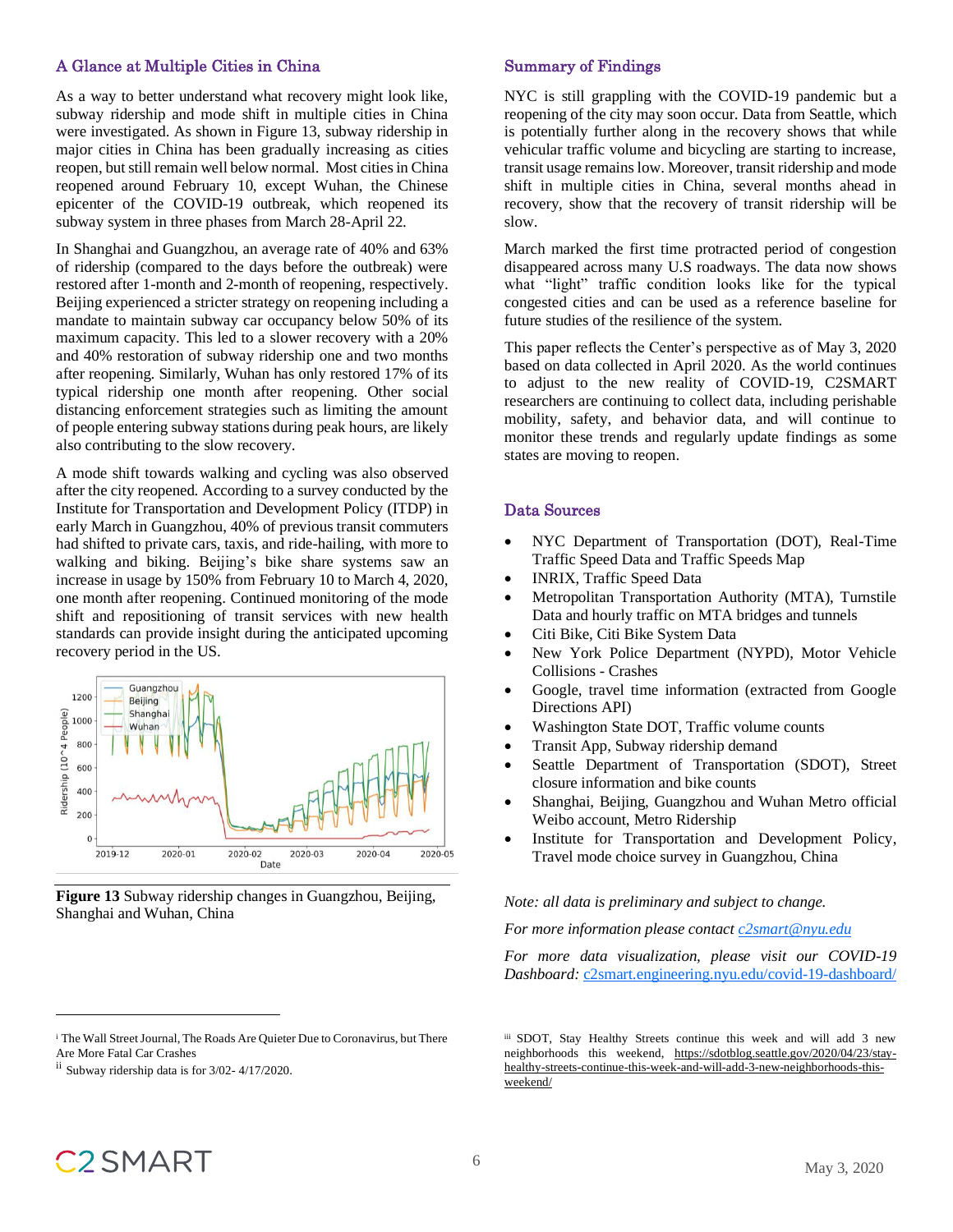## A Glance at Multiple Cities in China

As a way to better understand what recovery might look like, subway ridership and mode shift in multiple cities in China were investigated. As shown in Figure 13, subway ridership in major cities in China has been gradually increasing as cities reopen, but still remain well below normal. Most cities in China reopened around February 10, except Wuhan, the Chinese epicenter of the COVID-19 outbreak, which reopened its subway system in three phases from March 28-April 22.

In Shanghai and Guangzhou, an average rate of 40% and 63% of ridership (compared to the days before the outbreak) were restored after 1-month and 2-month of reopening, respectively. Beijing experienced a stricter strategy on reopening including a mandate to maintain subway car occupancy below 50% of its maximum capacity. This led to a slower recovery with a 20% and 40% restoration of subway ridership one and two months after reopening. Similarly, Wuhan has only restored 17% of its typical ridership one month after reopening. Other social distancing enforcement strategies such as limiting the amount of people entering subway stations during peak hours, are likely also contributing to the slow recovery.

A mode shift towards walking and cycling was also observed after the city reopened. According to a survey conducted by the Institute for Transportation and Development Policy (ITDP) in early March in Guangzhou, 40% of previous transit commuters had shifted to private cars, taxis, and ride-hailing, with more to walking and biking. Beijing's bike share systems saw an increase in usage by 150% from February 10 to March 4, 2020, one month after reopening. Continued monitoring of the mode shift and repositioning of transit services with new health standards can provide insight during the anticipated upcoming recovery period in the US.

Guangzhou
Beijing
Shanghai
Wuhan
Ridership (10^4 People)
1200
1000
800
600
400
200
0
2019-12
2020-01
2020-02
2020-03
2020-04
2020-05
Date

**Figure 13** Subway ridership changes in Guangzhou, Beijing, Shanghai and Wuhan, China

## Summary of Findings

NYC is still grappling with the COVID-19 pandemic but a reopening of the city may soon occur. Data from Seattle, which is potentially further along in the recovery shows that while vehicular traffic volume and bicycling are starting to increase, transit usage remains low. Moreover, transit ridership and mode shift in multiple cities in China, several months ahead in recovery, show that the recovery of transit ridership will be slow.

March marked the first time protracted period of congestion disappeared across many U.S roadways. The data now shows what "light" traffic condition looks like for the typical congested cities and can be used as a reference baseline for future studies of the resilience of the system.

This paper reflects the Center's perspective as of May 3, 2020 based on data collected in April 2020. As the world continues to adjust to the new reality of COVID-19, C2SMART researchers are continuing to collect data, including perishable mobility, safety, and behavior data, and will continue to monitor these trends and regularly update findings as some states are moving to reopen.

## Data Sources

- NYC Department of Transportation (DOT), Real-Time Traffic Speed Data and Traffic Speeds Map
- INRIX, Traffic Speed Data
- Metropolitan Transportation Authority (MTA), Turnstile Data and hourly traffic on MTA bridges and tunnels
- Citi Bike, Citi Bike System Data
- New York Police Department (NYPD), Motor Vehicle Collisions - Crashes
- Google, travel time information (extracted from Google Directions API)
- Washington State DOT, Traffic volume counts
- Transit App, Subway ridership demand
- Seattle Department of Transportation (SDOT), Street closure information and bike counts
- Shanghai, Beijing, Guangzhou and Wuhan Metro official Weibo account, Metro Ridership
- Institute for Transportation and Development Policy, Travel mode choice survey in Guangzhou, China

*Note: all data is preliminary and subject to change.*

*For more information please contact* c2smart@nyu.edu

*For more data visualization, please visit our COVID-19 Dashboard:* c2smart.engineering.nyu.edu/covid-19-dashboard/

---

[i] The Wall Street Journal, The Roads Are Quieter Due to Coronavirus, but There Are More Fatal Car Crashes

[ii] Subway ridership data is for 3/02- 4/17/2020.

[iii] SDOT, Stay Healthy Streets continue this week and will add 3 new neighborhoods this weekend, https://sdotblog.seattle.gov/2020/04/23/stay-healthy-streets-continue-this-week-and-will-add-3-new-neighborhoods-this-weekend/